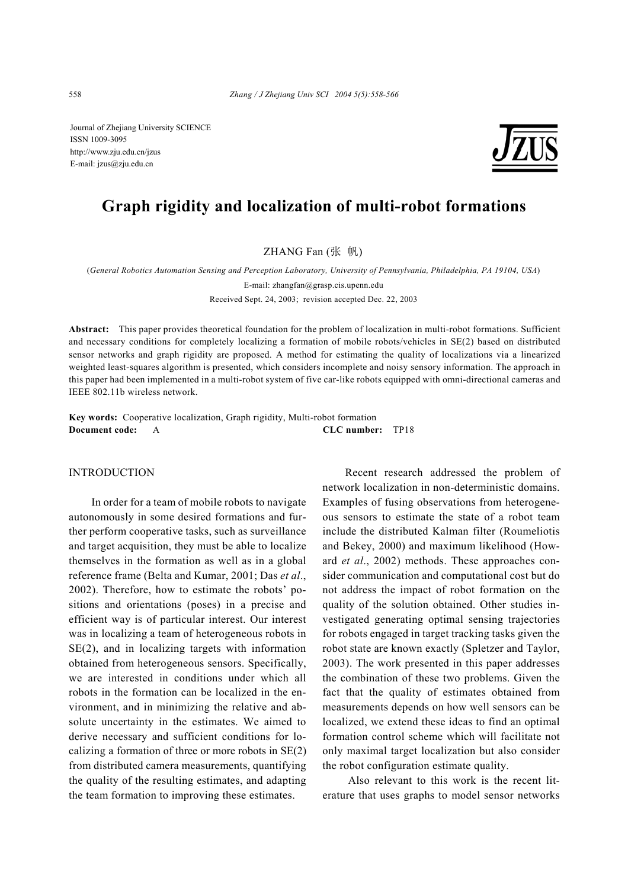Journal of Zhejiang University SCIENCE
ISSN 1009-3095
http://www.zju.edu.cn/jzus
E-mail: jzus@zju.edu.cn

# Graph rigidity and localization of multi-robot formations

ZHANG Fan (张 帆)

(*General Robotics Automation Sensing and Perception Laboratory, University of Pennsylvania, Philadelphia, PA 19104, USA*)

E-mail: zhangfan@grasp.cis.upenn.edu

Received Sept. 24, 2003; revision accepted Dec. 22, 2003

**Abstract:** This paper provides theoretical foundation for the problem of localization in multi-robot formations. Sufficient and necessary conditions for completely localizing a formation of mobile robots/vehicles in SE(2) based on distributed sensor networks and graph rigidity are proposed. A method for estimating the quality of localizations via a linearized weighted least-squares algorithm is presented, which considers incomplete and noisy sensory information. The approach in this paper had been implemented in a multi-robot system of five car-like robots equipped with omni-directional cameras and IEEE 802.11b wireless network.

**Key words:** Cooperative localization, Graph rigidity, Multi-robot formation
**Document code:** A **CLC number:** TP18

## INTRODUCTION

In order for a team of mobile robots to navigate autonomously in some desired formations and further perform cooperative tasks, such as surveillance and target acquisition, they must be able to localize themselves in the formation as well as in a global reference frame (Belta and Kumar, 2001; Das *et al*., 2002). Therefore, how to estimate the robots' positions and orientations (poses) in a precise and efficient way is of particular interest. Our interest was in localizing a team of heterogeneous robots in SE(2), and in localizing targets with information obtained from heterogeneous sensors. Specifically, we are interested in conditions under which all robots in the formation can be localized in the environment, and in minimizing the relative and absolute uncertainty in the estimates. We aimed to derive necessary and sufficient conditions for localizing a formation of three or more robots in SE(2) from distributed camera measurements, quantifying the quality of the resulting estimates, and adapting the team formation to improving these estimates.

Recent research addressed the problem of network localization in non-deterministic domains. Examples of fusing observations from heterogeneous sensors to estimate the state of a robot team include the distributed Kalman filter (Roumeliotis and Bekey, 2000) and maximum likelihood (Howard *et al*., 2002) methods. These approaches consider communication and computational cost but do not address the impact of robot formation on the quality of the solution obtained. Other studies investigated generating optimal sensing trajectories for robots engaged in target tracking tasks given the robot state are known exactly (Spletzer and Taylor, 2003). The work presented in this paper addresses the combination of these two problems. Given the fact that the quality of estimates obtained from measurements depends on how well sensors can be localized, we extend these ideas to find an optimal formation control scheme which will facilitate not only maximal target localization but also consider the robot configuration estimate quality.

Also relevant to this work is the recent literature that uses graphs to model sensor networks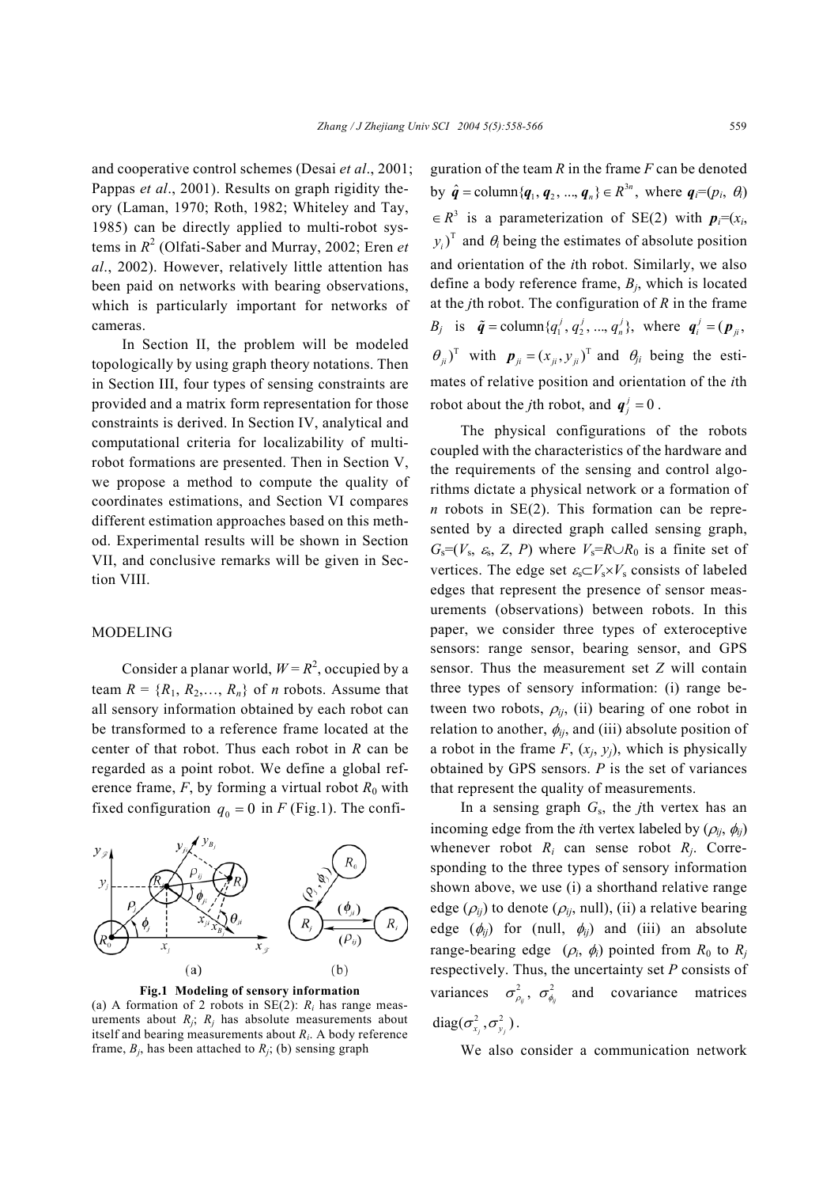and cooperative control schemes (Desai *et al*., 2001; Pappas *et al*., 2001). Results on graph rigidity theory (Laman, 1970; Roth, 1982; Whiteley and Tay, 1985) can be directly applied to multi-robot systems in $R^2$ (Olfati-Saber and Murray, 2002; Eren *et al*., 2002). However, relatively little attention has been paid on networks with bearing observations, which is particularly important for networks of cameras.

In Section II, the problem will be modeled topologically by using graph theory notations. Then in Section III, four types of sensing constraints are provided and a matrix form representation for those constraints is derived. In Section IV, analytical and computational criteria for localizability of multi-robot formations are presented. Then in Section V, we propose a method to compute the quality of coordinates estimations, and Section VI compares different estimation approaches based on this method. Experimental results will be shown in Section VII, and conclusive remarks will be given in Section VIII.

## MODELING

Consider a planar world, $W = R^2$, occupied by a team $R = \{R_1, R_2, \ldots, R_n\}$ of $n$ robots. Assume that all sensory information obtained by each robot can be transformed to a reference frame located at the center of that robot. Thus each robot in $R$ can be regarded as a point robot. We define a global reference frame, $F$, by forming a virtual robot $R_0$ with fixed configuration $q_0 = 0$ in $F$ (Fig.1). The configuration of the team $R$ in the frame $F$ can be denoted by $\hat{\boldsymbol{q}} = \text{column}\{\boldsymbol{q}_1, \boldsymbol{q}_2, \ldots, \boldsymbol{q}_n\} \in R^{3n}$, where $\boldsymbol{q}_i=(p_i, \theta_i) \in R^3$ is a parameterization of SE(2) with $\boldsymbol{p}_i=(x_i, y_i)^{\text{T}}$ and $\theta_i$ being the estimates of absolute position and orientation of the $i$th robot. Similarly, we also define a body reference frame, $B_j$, which is located at the $j$th robot. The configuration of $R$ in the frame $B_j$ is $\tilde{\boldsymbol{q}} = \text{column}\{q_1^j, q_2^j, \ldots, q_n^j\}$, where $\boldsymbol{q}_i^j = (\boldsymbol{p}_{ji}, \theta_{ji})^{\text{T}}$ with $\boldsymbol{p}_{ji} = (x_{ji}, y_{ji})^{\text{T}}$ and $\theta_{ji}$ being the estimates of relative position and orientation of the $i$th robot about the $j$th robot, and $\boldsymbol{q}_j^j = 0$.

Fig.1 Modeling of sensory information
(a) A formation of 2 robots in SE(2): $R_i$ has range measurements about $R_j$; $R_j$ has absolute measurements about itself and bearing measurements about $R_i$. A body reference frame, $B_j$, has been attached to $R_j$; (b) sensing graph

The physical configurations of the robots coupled with the characteristics of the hardware and the requirements of the sensing and control algorithms dictate a physical network or a formation of $n$ robots in SE(2). This formation can be represented by a directed graph called sensing graph, $G_s=(V_s, \varepsilon_s, Z, P)$ where $V_s=R\cup R_0$ is a finite set of vertices. The edge set $\varepsilon_s \subset V_s \times V_s$ consists of labeled edges that represent the presence of sensor measurements (observations) between robots. In this paper, we consider three types of exteroceptive sensors: range sensor, bearing sensor, and GPS sensor. Thus the measurement set $Z$ will contain three types of sensory information: (i) range between two robots, $\rho_{ij}$, (ii) bearing of one robot in relation to another, $\phi_{ij}$, and (iii) absolute position of a robot in the frame $F$, $(x_j, y_j)$, which is physically obtained by GPS sensors. $P$ is the set of variances that represent the quality of measurements.

In a sensing graph $G_s$, the $j$th vertex has an incoming edge from the $i$th vertex labeled by $(\rho_{ij}, \phi_{ij})$ whenever robot $R_i$ can sense robot $R_j$. Corresponding to the three types of sensory information shown above, we use (i) a shorthand relative range edge $(\rho_{ij})$ to denote $(\rho_{ij}, \text{null})$, (ii) a relative bearing edge $(\phi_{ij})$ for $(\text{null}, \phi_{ij})$ and (iii) an absolute range-bearing edge $(\rho_i, \phi_i)$ pointed from $R_0$ to $R_j$ respectively. Thus, the uncertainty set $P$ consists of variances $\sigma_{\rho_{ij}}^2$, $\sigma_{\phi_{ij}}^2$ and covariance matrices $\text{diag}(\sigma_{x_j}^2, \sigma_{y_j}^2)$.

We also consider a communication network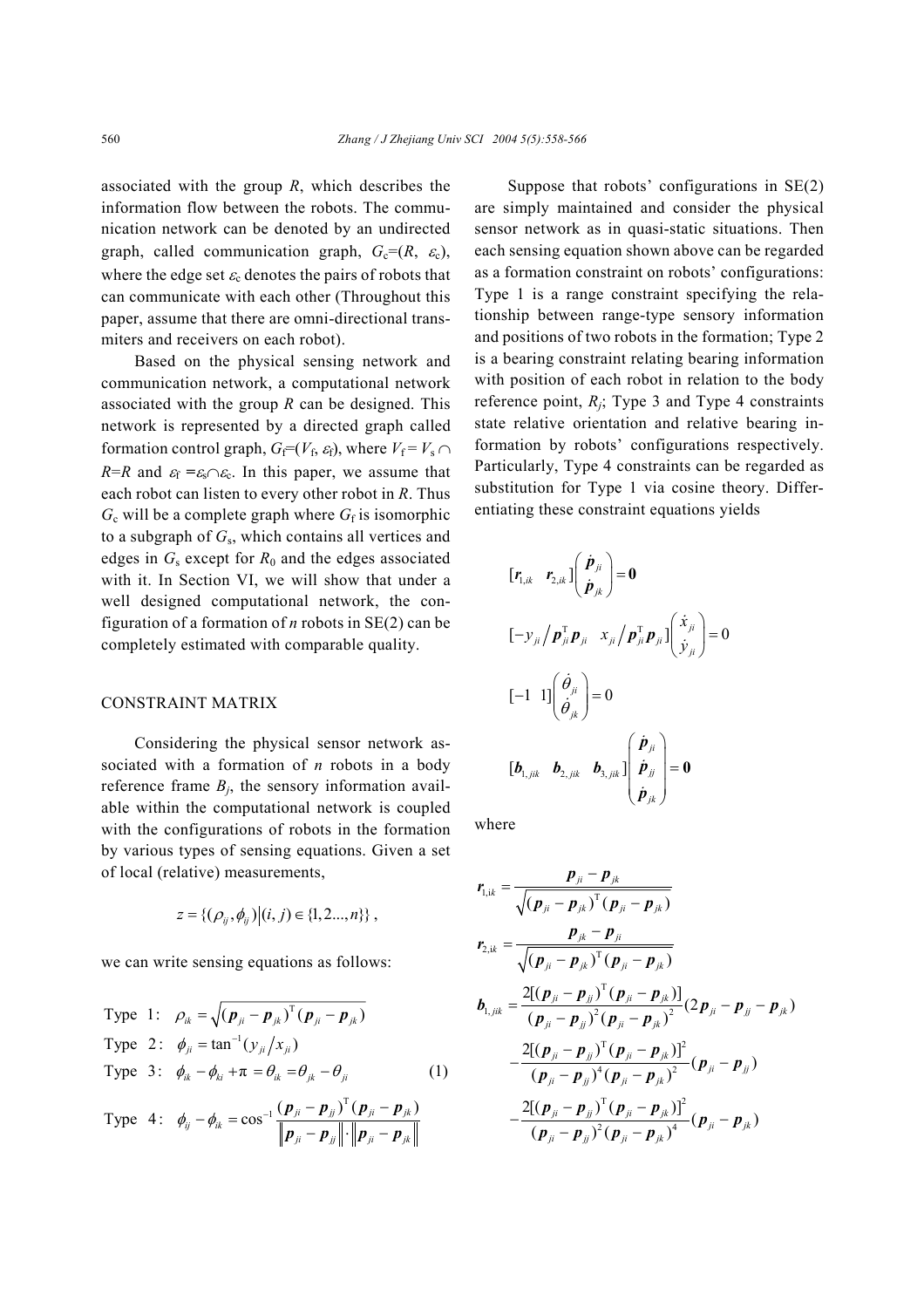associated with the group $R$, which describes the information flow between the robots. The communication network can be denoted by an undirected graph, called communication graph, $G_c=(R, \varepsilon_c)$, where the edge set $\varepsilon_c$ denotes the pairs of robots that can communicate with each other (Throughout this paper, assume that there are omni-directional transmiters and receivers on each robot).

Based on the physical sensing network and communication network, a computational network associated with the group $R$ can be designed. This network is represented by a directed graph called formation control graph, $G_f=(V_f, \varepsilon_f)$, where $V_f = V_s \cap R=R$ and $\varepsilon_f = \varepsilon_s \cap \varepsilon_c$. In this paper, we assume that each robot can listen to every other robot in $R$. Thus $G_c$ will be a complete graph where $G_f$ is isomorphic to a subgraph of $G_s$, which contains all vertices and edges in $G_s$ except for $R_0$ and the edges associated with it. In Section VI, we will show that under a well designed computational network, the configuration of a formation of $n$ robots in SE(2) can be completely estimated with comparable quality.

## CONSTRAINT MATRIX

Considering the physical sensor network associated with a formation of $n$ robots in a body reference frame $B_j$, the sensory information available within the computational network is coupled with the configurations of robots in the formation by various types of sensing equations. Given a set of local (relative) measurements,

$$z = \{(\rho_{ij}, \phi_{ij}) \big| (i,j) \in \{1,2...,n\}\},$$

we can write sensing equations as follows:

$$\begin{aligned}
&\text{Type 1:} \quad \rho_{ik} = \sqrt{(\boldsymbol{p}_{ji} - \boldsymbol{p}_{jk})^{\mathrm{T}} (\boldsymbol{p}_{ji} - \boldsymbol{p}_{jk})} \\
&\text{Type 2:} \quad \phi_{ji} = \tan^{-1}(y_{ji} / x_{ji}) \\
&\text{Type 3:} \quad \phi_{ik} - \phi_{ki} + \pi = \theta_{ik} = \theta_{jk} - \theta_{ji} \qquad (1) \\
&\text{Type 4:} \quad \phi_{ij} - \phi_{ik} = \cos^{-1} \frac{(\boldsymbol{p}_{ji} - \boldsymbol{p}_{jj})^{\mathrm{T}} (\boldsymbol{p}_{ji} - \boldsymbol{p}_{jk})}{\|\boldsymbol{p}_{ji} - \boldsymbol{p}_{jj}\| \cdot \|\boldsymbol{p}_{ji} - \boldsymbol{p}_{jk}\|}
\end{aligned}$$

Suppose that robots' configurations in SE(2) are simply maintained and consider the physical sensor network as in quasi-static situations. Then each sensing equation shown above can be regarded as a formation constraint on robots' configurations: Type 1 is a range constraint specifying the relationship between range-type sensory information and positions of two robots in the formation; Type 2 is a bearing constraint relating bearing information with position of each robot in relation to the body reference point, $R_j$; Type 3 and Type 4 constraints state relative orientation and relative bearing information by robots' configurations respectively. Particularly, Type 4 constraints can be regarded as substitution for Type 1 via cosine theory. Differentiating these constraint equations yields

$$[\boldsymbol{r}_{1,ik} \quad \boldsymbol{r}_{2,ik}] \begin{pmatrix} \dot{\boldsymbol{p}}_{ji} \\ \dot{\boldsymbol{p}}_{jk} \end{pmatrix} = \boldsymbol{0}$$

$$[-y_{ji} / \boldsymbol{p}_{ji}^{\mathrm{T}} \boldsymbol{p}_{ji} \quad x_{ji} / \boldsymbol{p}_{ji}^{\mathrm{T}} \boldsymbol{p}_{ji}] \begin{pmatrix} \dot{x}_{ji} \\ \dot{y}_{ji} \end{pmatrix} = 0$$

$$[-1 \quad 1] \begin{pmatrix} \dot{\theta}_{ji} \\ \dot{\theta}_{jk} \end{pmatrix} = 0$$

$$[\boldsymbol{b}_{1,jik} \quad \boldsymbol{b}_{2,jik} \quad \boldsymbol{b}_{3,jik}] \begin{pmatrix} \dot{\boldsymbol{p}}_{ji} \\ \dot{\boldsymbol{p}}_{jj} \\ \dot{\boldsymbol{p}}_{jk} \end{pmatrix} = \boldsymbol{0}$$

where

$$\boldsymbol{r}_{1,ik} = \frac{\boldsymbol{p}_{ji} - \boldsymbol{p}_{jk}}{\sqrt{(\boldsymbol{p}_{ji} - \boldsymbol{p}_{jk})^{\mathrm{T}} (\boldsymbol{p}_{ji} - \boldsymbol{p}_{jk})}}$$

$$\boldsymbol{r}_{2,ik} = \frac{\boldsymbol{p}_{jk} - \boldsymbol{p}_{ji}}{\sqrt{(\boldsymbol{p}_{ji} - \boldsymbol{p}_{jk})^{\mathrm{T}} (\boldsymbol{p}_{ji} - \boldsymbol{p}_{jk})}}$$

$$\begin{aligned}
\boldsymbol{b}_{1,jik} = &\frac{2[(\boldsymbol{p}_{ji} - \boldsymbol{p}_{jj})^{\mathrm{T}} (\boldsymbol{p}_{ji} - \boldsymbol{p}_{jk})]}{(\boldsymbol{p}_{ji} - \boldsymbol{p}_{jj})^2 (\boldsymbol{p}_{ji} - \boldsymbol{p}_{jk})^2} (2\boldsymbol{p}_{ji} - \boldsymbol{p}_{jj} - \boldsymbol{p}_{jk}) \\
&- \frac{2[(\boldsymbol{p}_{ji} - \boldsymbol{p}_{jj})^{\mathrm{T}} (\boldsymbol{p}_{ji} - \boldsymbol{p}_{jk})]^2}{(\boldsymbol{p}_{ji} - \boldsymbol{p}_{jj})^4 (\boldsymbol{p}_{ji} - \boldsymbol{p}_{jk})^2} (\boldsymbol{p}_{ji} - \boldsymbol{p}_{jj}) \\
&- \frac{2[(\boldsymbol{p}_{ji} - \boldsymbol{p}_{jj})^{\mathrm{T}} (\boldsymbol{p}_{ji} - \boldsymbol{p}_{jk})]^2}{(\boldsymbol{p}_{ji} - \boldsymbol{p}_{jj})^2 (\boldsymbol{p}_{ji} - \boldsymbol{p}_{jk})^4} (\boldsymbol{p}_{ji} - \boldsymbol{p}_{jk})
\end{aligned}$$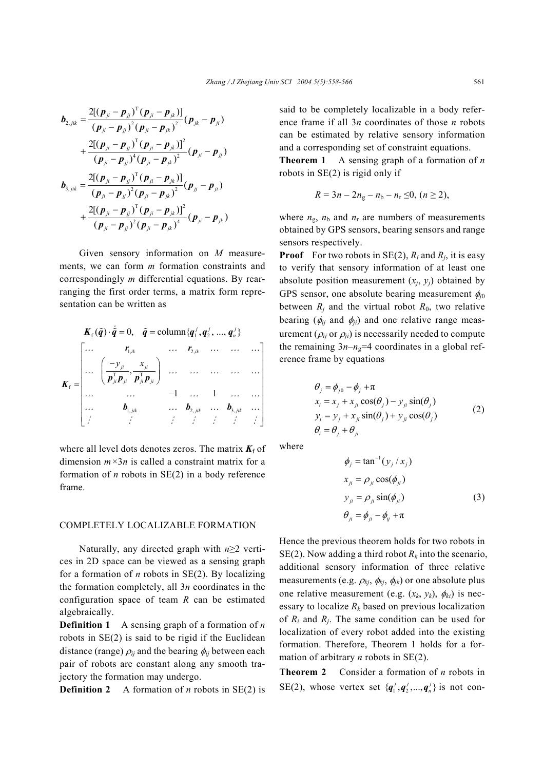$$\boldsymbol{b}_{2,jik} = \frac{2[(\boldsymbol{p}_{ji} - \boldsymbol{p}_{jj})^{\mathrm{T}}(\boldsymbol{p}_{ji} - \boldsymbol{p}_{jk})]}{(\boldsymbol{p}_{ji} - \boldsymbol{p}_{jj})^2 (\boldsymbol{p}_{ji} - \boldsymbol{p}_{jk})^2}(\boldsymbol{p}_{jk} - \boldsymbol{p}_{ji}) + \frac{2[(\boldsymbol{p}_{ji} - \boldsymbol{p}_{jj})^{\mathrm{T}}(\boldsymbol{p}_{ji} - \boldsymbol{p}_{jk})]^2}{(\boldsymbol{p}_{ji} - \boldsymbol{p}_{jj})^4 (\boldsymbol{p}_{ji} - \boldsymbol{p}_{jk})^2}(\boldsymbol{p}_{ji} - \boldsymbol{p}_{jj})$$

$$\boldsymbol{b}_{3,jik} = \frac{2[(\boldsymbol{p}_{ji} - \boldsymbol{p}_{jj})^{\mathrm{T}}(\boldsymbol{p}_{ji} - \boldsymbol{p}_{jk})]}{(\boldsymbol{p}_{ji} - \boldsymbol{p}_{jj})^2 (\boldsymbol{p}_{ji} - \boldsymbol{p}_{jk})^2}(\boldsymbol{p}_{jj} - \boldsymbol{p}_{ji}) + \frac{2[(\boldsymbol{p}_{ji} - \boldsymbol{p}_{jj})^{\mathrm{T}}(\boldsymbol{p}_{ji} - \boldsymbol{p}_{jk})]^2}{(\boldsymbol{p}_{ji} - \boldsymbol{p}_{jj})^2 (\boldsymbol{p}_{ji} - \boldsymbol{p}_{jk})^4}(\boldsymbol{p}_{ji} - \boldsymbol{p}_{jk})$$

Given sensory information on $M$ measurements, we can form $m$ formation constraints and correspondingly $m$ differential equations. By rearranging the first order terms, a matrix form representation can be written as

$$\boldsymbol{K}_{\mathrm{f}}(\tilde{\boldsymbol{q}}) \cdot \dot{\tilde{\boldsymbol{q}}} = 0, \quad \tilde{\boldsymbol{q}} = \mathrm{column}\{\boldsymbol{q}_1^j, \boldsymbol{q}_2^j, ..., \boldsymbol{q}_n^j\}$$

$$\boldsymbol{K}_{\mathrm{f}} = \begin{bmatrix} \cdots & \boldsymbol{r}_{1,ik} & \cdots & \boldsymbol{r}_{2,ik} & \cdots & \cdots & \cdots \\ \cdots & \left( \dfrac{-y_{ji}}{\boldsymbol{p}_{ji}^{\mathrm{T}}\boldsymbol{p}_{ji}}, \dfrac{x_{ji}}{\boldsymbol{p}_{ji}^{\mathrm{T}}\boldsymbol{p}_{ji}} \right) & \cdots & \cdots & \cdots & \cdots & \cdots \\ \cdots & \cdots & -1 & \cdots & 1 & \cdots & \cdots \\ \cdots & \boldsymbol{b}_{1,jik} & \cdots & \boldsymbol{b}_{2,jik} & \cdots & \boldsymbol{b}_{3,jik} & \cdots \\ \vdots & \vdots & \vdots & \vdots & \vdots & \vdots & \vdots \end{bmatrix}$$

where all level dots denotes zeros. The matrix $\boldsymbol{K}_{\mathrm{f}}$ of dimension $m\times 3n$ is called a constraint matrix for a formation of $n$ robots in SE(2) in a body reference frame.

## COMPLETELY LOCALIZABLE FORMATION

Naturally, any directed graph with $n\geq 2$ vertices in 2D space can be viewed as a sensing graph for a formation of $n$ robots in SE(2). By localizing the formation completely, all $3n$ coordinates in the configuration space of team $R$ can be estimated algebraically.

**Definition 1** A sensing graph of a formation of $n$ robots in SE(2) is said to be rigid if the Euclidean distance (range) $\rho_{ij}$ and the bearing $\phi_{ij}$ between each pair of robots are constant along any smooth trajectory the formation may undergo.

**Definition 2** A formation of $n$ robots in SE(2) is said to be completely localizable in a body reference frame if all $3n$ coordinates of those $n$ robots can be estimated by relative sensory information and a corresponding set of constraint equations.

**Theorem 1** A sensing graph of a formation of $n$ robots in SE(2) is rigid only if

$$R = 3n - 2n_{\mathrm{g}} - n_{\mathrm{b}} - n_{\mathrm{r}} \leq 0, \ (n \geq 2),$$

where $n_{\mathrm{g}}$, $n_{\mathrm{b}}$ and $n_{\mathrm{r}}$ are numbers of measurements obtained by GPS sensors, bearing sensors and range sensors respectively.

**Proof** For two robots in SE(2), $R_i$ and $R_j$, it is easy to verify that sensory information of at least one absolute position measurement $(x_j, y_j)$ obtained by GPS sensor, one absolute bearing measurement $\phi_{j0}$ between $R_j$ and the virtual robot $R_0$, two relative bearing ($\phi_{ij}$ and $\phi_{ji}$) and one relative range measurement ($\rho_{ij}$ or $\rho_{ji}$) is necessarily needed to compute the remaining $3n-n_{\mathrm{g}}=4$ coordinates in a global reference frame by equations

$$\begin{aligned} \theta_j &= \phi_{j0} - \phi_j + \pi \\ x_i &= x_j + x_{ji}\cos(\theta_j) - y_{ji}\sin(\theta_j) \\ y_i &= y_j + x_{ji}\sin(\theta_j) + y_{ji}\cos(\theta_j) \\ \theta_i &= \theta_j + \theta_{ji} \end{aligned} \tag{2}$$

where

$$\begin{aligned} \phi_j &= \tan^{-1}(y_j / x_j) \\ x_{ji} &= \rho_{ji}\cos(\phi_{ji}) \\ y_{ji} &= \rho_{ji}\sin(\phi_{ji}) \\ \theta_{ji} &= \phi_{ji} - \phi_{ij} + \pi \end{aligned} \tag{3}$$

Hence the previous theorem holds for two robots in SE(2). Now adding a third robot $R_k$ into the scenario, additional sensory information of three relative measurements (e.g. $\rho_{kj}$, $\phi_{kj}$, $\phi_{jk}$) or one absolute plus one relative measurement (e.g. $(x_k, y_k)$, $\phi_{ki}$) is necessary to localize $R_k$ based on previous localization of $R_i$ and $R_j$. The same condition can be used for localization of every robot added into the existing formation. Therefore, Theorem 1 holds for a formation of arbitrary $n$ robots in SE(2).

**Theorem 2** Consider a formation of $n$ robots in SE(2), whose vertex set $\{\boldsymbol{q}_1^j, \boldsymbol{q}_2^j, ..., \boldsymbol{q}_n^j\}$ is not con-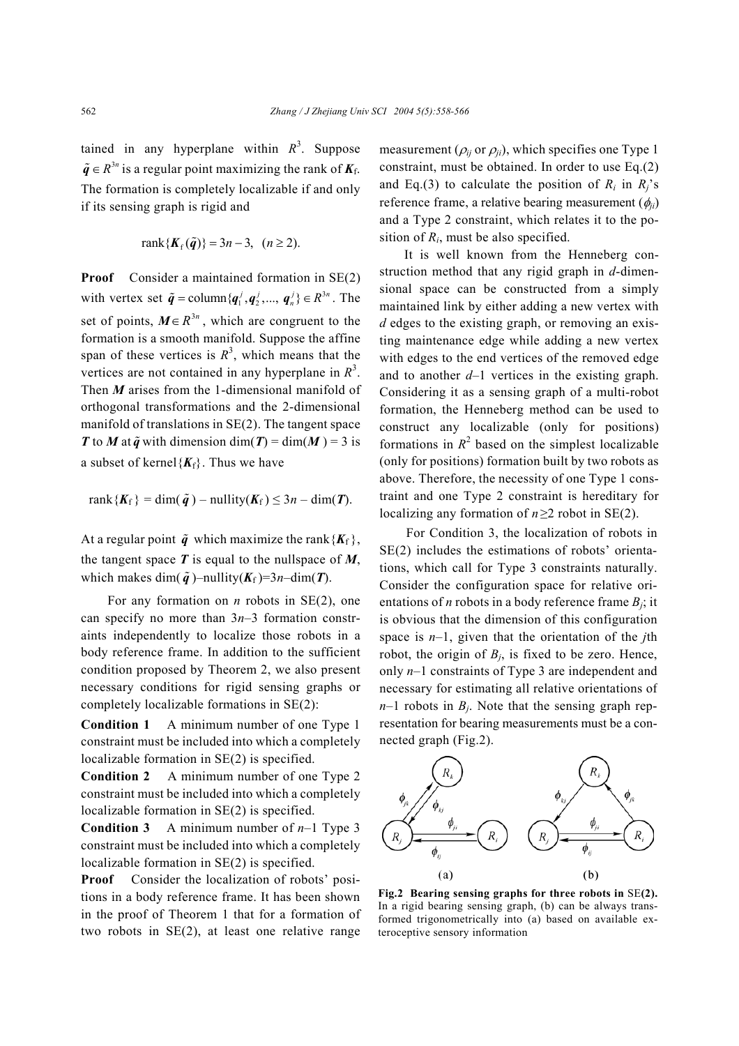tained in any hyperplane within $R^3$. Suppose $\tilde{\boldsymbol{q}} \in R^{3n}$ is a regular point maximizing the rank of $\boldsymbol{K}_\text{f}$. The formation is completely localizable if and only if its sensing graph is rigid and

$$\text{rank}\{\boldsymbol{K}_\text{f}(\tilde{\boldsymbol{q}})\} = 3n-3, \quad (n \geq 2).$$

**Proof** Consider a maintained formation in SE(2) with vertex set $\tilde{\boldsymbol{q}} = \text{column}\{\boldsymbol{q}_1^j, \boldsymbol{q}_2^j, ..., \boldsymbol{q}_n^j\} \in R^{3n}$. The set of points, $\boldsymbol{M} \in R^{3n}$, which are congruent to the formation is a smooth manifold. Suppose the affine span of these vertices is $R^3$, which means that the vertices are not contained in any hyperplane in $R^3$. Then $\boldsymbol{M}$ arises from the 1-dimensional manifold of orthogonal transformations and the 2-dimensional manifold of translations in SE(2). The tangent space $\boldsymbol{T}$ to $\boldsymbol{M}$ at $\tilde{\boldsymbol{q}}$ with dimension $\dim(\boldsymbol{T}) = \dim(\boldsymbol{M}) = 3$ is a subset of kernel$\{\boldsymbol{K}_\text{f}\}$. Thus we have

$$\text{rank}\{\boldsymbol{K}_\text{f}\} = \dim(\tilde{\boldsymbol{q}}) - \text{nullity}(\boldsymbol{K}_\text{f}) \leq 3n - \dim(\boldsymbol{T}).$$

At a regular point $\tilde{\boldsymbol{q}}$ which maximize the rank$\{\boldsymbol{K}_\text{f}\}$, the tangent space $\boldsymbol{T}$ is equal to the nullspace of $\boldsymbol{M}$, which makes $\dim(\tilde{\boldsymbol{q}})$–nullity($\boldsymbol{K}_\text{f}$)=$3n$–dim($\boldsymbol{T}$).

For any formation on $n$ robots in SE(2), one can specify no more than $3n$–3 formation constraints independently to localize those robots in a body reference frame. In addition to the sufficient condition proposed by Theorem 2, we also present necessary conditions for rigid sensing graphs or completely localizable formations in SE(2):

**Condition 1** A minimum number of one Type 1 constraint must be included into which a completely localizable formation in SE(2) is specified.

**Condition 2** A minimum number of one Type 2 constraint must be included into which a completely localizable formation in SE(2) is specified.

**Condition 3** A minimum number of $n$–1 Type 3 constraint must be included into which a completely localizable formation in SE(2) is specified.

**Proof** Consider the localization of robots' positions in a body reference frame. It has been shown in the proof of Theorem 1 that for a formation of two robots in SE(2), at least one relative range measurement ($\rho_{ij}$ or $\rho_{ji}$), which specifies one Type 1 constraint, must be obtained. In order to use Eq.(2) and Eq.(3) to calculate the position of $R_i$ in $R_j$'s reference frame, a relative bearing measurement ($\phi_{ji}$) and a Type 2 constraint, which relates it to the position of $R_i$, must be also specified.

It is well known from the Henneberg construction method that any rigid graph in $d$-dimensional space can be constructed from a simply maintained link by either adding a new vertex with $d$ edges to the existing graph, or removing an existing maintenance edge while adding a new vertex with edges to the end vertices of the removed edge and to another $d$–1 vertices in the existing graph. Considering it as a sensing graph of a multi-robot formation, the Henneberg method can be used to construct any localizable (only for positions) formations in $R^2$ based on the simplest localizable (only for positions) formation built by two robots as above. Therefore, the necessity of one Type 1 constraint and one Type 2 constraint is hereditary for localizing any formation of $n \geq 2$ robot in SE(2).

For Condition 3, the localization of robots in SE(2) includes the estimations of robots' orientations, which call for Type 3 constraints naturally. Consider the configuration space for relative orientations of $n$ robots in a body reference frame $B_j$; it is obvious that the dimension of this configuration space is $n$–1, given that the orientation of the $j$th robot, the origin of $B_j$, is fixed to be zero. Hence, only $n$–1 constraints of Type 3 are independent and necessary for estimating all relative orientations of $n$–1 robots in $B_j$. Note that the sensing graph representation for bearing measurements must be a connected graph (Fig.2).

**Fig.2 Bearing sensing graphs for three robots in SE(2).** In a rigid bearing sensing graph, (b) can be always transformed trigonometrically into (a) based on available exteroceptive sensory information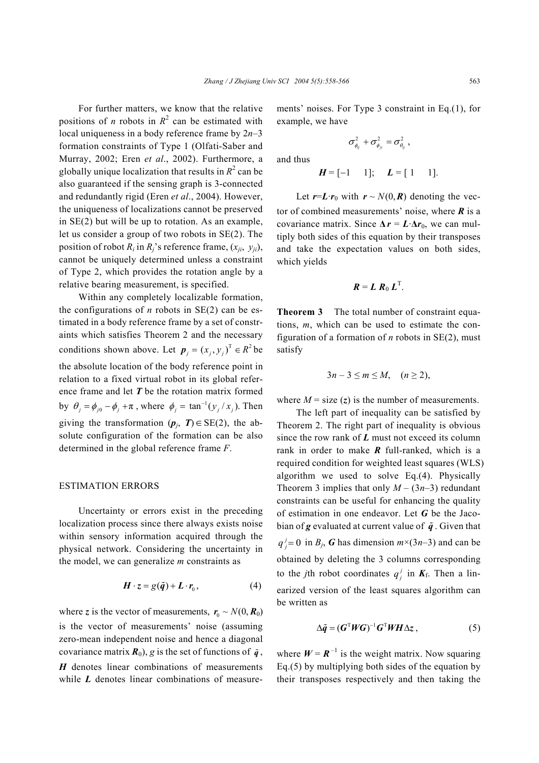For further matters, we know that the relative positions of $n$ robots in $R^2$ can be estimated with local uniqueness in a body reference frame by $2n$–3 formation constraints of Type 1 (Olfati-Saber and Murray, 2002; Eren *et al*., 2002). Furthermore, a globally unique localization that results in $R^2$ can be also guaranteed if the sensing graph is 3-connected and redundantly rigid (Eren *et al*., 2004). However, the uniqueness of localizations cannot be preserved in SE(2) but will be up to rotation. As an example, let us consider a group of two robots in SE(2). The position of robot $R_i$ in $R_j$'s reference frame, $(x_{ji}, y_{ji})$, cannot be uniquely determined unless a constraint of Type 2, which provides the rotation angle by a relative bearing measurement, is specified.

Within any completely localizable formation, the configurations of $n$ robots in SE(2) can be estimated in a body reference frame by a set of constraints which satisfies Theorem 2 and the necessary conditions shown above. Let $\boldsymbol{p}_j = (x_j, y_j)^{\mathrm{T}} \in R^2$ be the absolute location of the body reference point in relation to a fixed virtual robot in its global reference frame and let $\boldsymbol{T}$ be the rotation matrix formed by $\theta_j = \phi_{j0} - \phi_j + \pi$, where $\phi_j = \tan^{-1}(y_j / x_j)$. Then giving the transformation $(\boldsymbol{p}_j, \boldsymbol{T}) \in \mathrm{SE}(2)$, the absolute configuration of the formation can be also determined in the global reference frame $F$.

## ESTIMATION ERRORS

Uncertainty or errors exist in the preceding localization process since there always exists noise within sensory information acquired through the physical network. Considering the uncertainty in the model, we can generalize $m$ constraints as

$$\boldsymbol{H} \cdot \boldsymbol{z} = g(\tilde{\boldsymbol{q}}) + \boldsymbol{L} \cdot \boldsymbol{r}_0, \tag{4}$$

where $\boldsymbol{z}$ is the vector of measurements, $\boldsymbol{r}_0 \sim N(0, \boldsymbol{R}_0)$ is the vector of measurements' noise (assuming zero-mean independent noise and hence a diagonal covariance matrix $\boldsymbol{R}_0$), $g$ is the set of functions of $\tilde{\boldsymbol{q}}$, $\boldsymbol{H}$ denotes linear combinations of measurements while $\boldsymbol{L}$ denotes linear combinations of measurements' noises. For Type 3 constraint in Eq.(1), for example, we have

$$\sigma_{\phi_{ij}}^2 + \sigma_{\phi_{ji}}^2 = \sigma_{\theta_{ij}}^2,$$

and thus

$$\boldsymbol{H} = [-1 \quad 1]; \quad \boldsymbol{L} = [\,1 \quad 1].$$

Let $\boldsymbol{r}=\boldsymbol{L}\cdot\boldsymbol{r}_0$ with $\boldsymbol{r} \sim N(0, \boldsymbol{R})$ denoting the vector of combined measurements' noise, where $\boldsymbol{R}$ is a covariance matrix. Since $\Delta\boldsymbol{r} = \boldsymbol{L}\cdot\Delta\boldsymbol{r}_0$, we can multiply both sides of this equation by their transposes and take the expectation values on both sides, which yields

$$\boldsymbol{R} = \boldsymbol{L}\,\boldsymbol{R}_0\,\boldsymbol{L}^{\mathrm{T}}.$$

**Theorem 3** The total number of constraint equations, $m$, which can be used to estimate the configuration of a formation of $n$ robots in SE(2), must satisfy

$$3n - 3 \le m \le M, \quad (n \ge 2),$$

where $M$ = size ($\boldsymbol{z}$) is the number of measurements.

The left part of inequality can be satisfied by Theorem 2. The right part of inequality is obvious since the row rank of $\boldsymbol{L}$ must not exceed its column rank in order to make $\boldsymbol{R}$ full-ranked, which is a required condition for weighted least squares (WLS) algorithm we used to solve Eq.(4). Physically Theorem 3 implies that only $M - (3n-3)$ redundant constraints can be useful for enhancing the quality of estimation in one endeavor. Let $\boldsymbol{G}$ be the Jacobian of $\boldsymbol{g}$ evaluated at current value of $\tilde{\boldsymbol{q}}$. Given that $q_j^j = 0$ in $B_j$, $\boldsymbol{G}$ has dimension $m\times(3n-3)$ and can be obtained by deleting the 3 columns corresponding to the $j$th robot coordinates $q_j^j$ in $\boldsymbol{K}_{\mathrm{f}}$. Then a linearized version of the least squares algorithm can be written as

$$\Delta\tilde{\boldsymbol{q}} = (\boldsymbol{G}^{\mathrm{T}}\boldsymbol{W}\boldsymbol{G})^{-1}\boldsymbol{G}^{\mathrm{T}}\boldsymbol{W}\boldsymbol{H}\Delta\boldsymbol{z}, \tag{5}$$

where $\boldsymbol{W} = \boldsymbol{R}^{-1}$ is the weight matrix. Now squaring Eq.(5) by multiplying both sides of the equation by their transposes respectively and then taking the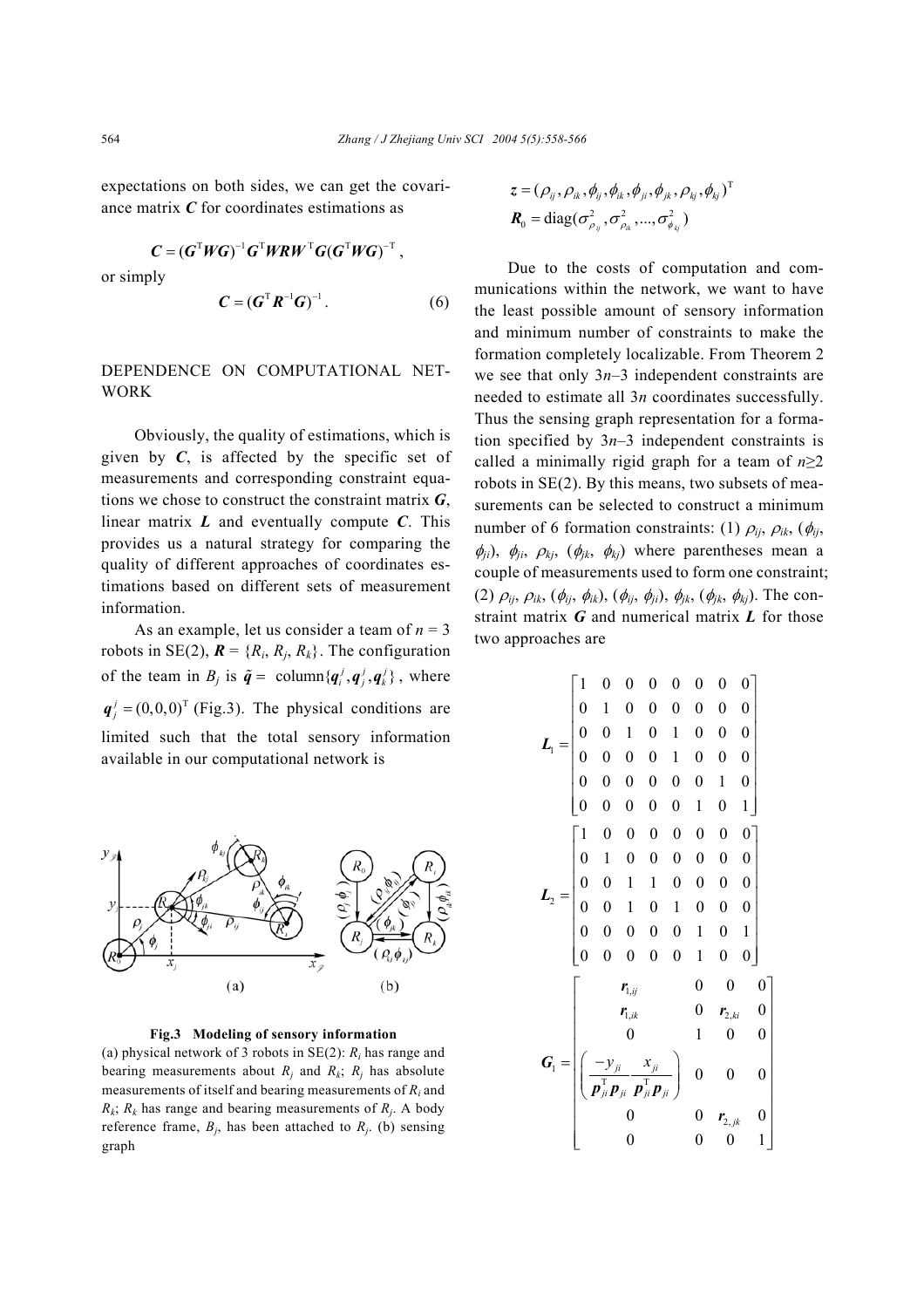expectations on both sides, we can get the covariance matrix $\boldsymbol{C}$ for coordinates estimations as

$$\boldsymbol{C}=(\boldsymbol{G}^{\mathrm{T}}\boldsymbol{W}\boldsymbol{G})^{-1}\boldsymbol{G}^{\mathrm{T}}\boldsymbol{W}\boldsymbol{R}\boldsymbol{W}^{\mathrm{T}}\boldsymbol{G}(\boldsymbol{G}^{\mathrm{T}}\boldsymbol{W}\boldsymbol{G})^{-\mathrm{T}},$$

or simply

$$\boldsymbol{C}=(\boldsymbol{G}^{\mathrm{T}}\boldsymbol{R}^{-1}\boldsymbol{G})^{-1}. \tag{6}$$

## DEPENDENCE ON COMPUTATIONAL NETWORK

Obviously, the quality of estimations, which is given by $\boldsymbol{C}$, is affected by the specific set of measurements and corresponding constraint equations we chose to construct the constraint matrix $\boldsymbol{G}$, linear matrix $\boldsymbol{L}$ and eventually compute $\boldsymbol{C}$. This provides us a natural strategy for comparing the quality of different approaches of coordinates estimations based on different sets of measurement information.

As an example, let us consider a team of $n=3$ robots in SE(2), $\boldsymbol{R}=\{R_i, R_j, R_k\}$. The configuration of the team in $B_j$ is $\tilde{\boldsymbol{q}}=$ column$\{\boldsymbol{q}_i^j, \boldsymbol{q}_j^j, \boldsymbol{q}_k^j\}$, where $\boldsymbol{q}_j^j=(0,0,0)^{\mathrm{T}}$ (Fig.3). The physical conditions are limited such that the total sensory information available in our computational network is

**Fig.3 Modeling of sensory information**
(a) physical network of 3 robots in SE(2): $R_i$ has range and bearing measurements about $R_j$ and $R_k$; $R_j$ has absolute measurements of itself and bearing measurements of $R_i$ and $R_k$; $R_k$ has range and bearing measurements of $R_j$. A body reference frame, $B_j$, has been attached to $R_j$. (b) sensing graph

$$\boldsymbol{z}=(\rho_{ij},\rho_{ik},\phi_{ij},\phi_{ik},\phi_{ji},\phi_{jk},\rho_{kj},\phi_{kj})^{\mathrm{T}}$$
$$\boldsymbol{R}_0=\mathrm{diag}(\sigma_{\rho_{ij}}^2,\sigma_{\rho_{ik}}^2,\ldots,\sigma_{\phi_{kj}}^2)$$

Due to the costs of computation and communications within the network, we want to have the least possible amount of sensory information and minimum number of constraints to make the formation completely localizable. From Theorem 2 we see that only $3n-3$ independent constraints are needed to estimate all $3n$ coordinates successfully. Thus the sensing graph representation for a formation specified by $3n-3$ independent constraints is called a minimally rigid graph for a team of $n\geq 2$ robots in SE(2). By this means, two subsets of measurements can be selected to construct a minimum number of 6 formation constraints: (1) $\rho_{ij}$, $\rho_{ik}$, ($\phi_{ij}$, $\phi_{ji}$), $\phi_{ji}$, $\rho_{kj}$, ($\phi_{jk}$, $\phi_{kj}$) where parentheses mean a couple of measurements used to form one constraint; (2) $\rho_{ij}$, $\rho_{ik}$, ($\phi_{ij}$, $\phi_{ik}$), ($\phi_{ij}$, $\phi_{ji}$), $\phi_{jk}$, ($\phi_{jk}$, $\phi_{kj}$). The constraint matrix $\boldsymbol{G}$ and numerical matrix $\boldsymbol{L}$ for those two approaches are

$$\boldsymbol{L}_1=\begin{bmatrix}1&0&0&0&0&0&0&0\\0&1&0&0&0&0&0&0\\0&0&1&0&1&0&0&0\\0&0&0&0&1&0&0&0\\0&0&0&0&0&0&1&0\\0&0&0&0&0&1&0&1\end{bmatrix}$$

$$\boldsymbol{L}_2=\begin{bmatrix}1&0&0&0&0&0&0&0\\0&1&0&0&0&0&0&0\\0&0&1&1&0&0&0&0\\0&0&1&0&1&0&0&0\\0&0&0&0&0&1&0&1\\0&0&0&0&0&1&0&0\end{bmatrix}$$

$$\boldsymbol{G}_1=\begin{bmatrix}\boldsymbol{r}_{1,ij}&0&0&0\\\boldsymbol{r}_{1,ik}&0&\boldsymbol{r}_{2,ki}&0\\0&1&0&0\\\left(\dfrac{-y_{ji}}{\boldsymbol{p}_{ji}^{\mathrm{T}}\boldsymbol{p}_{ji}}\;\;\dfrac{x_{ji}}{\boldsymbol{p}_{ji}^{\mathrm{T}}\boldsymbol{p}_{ji}}\right)&0&0&0\\0&0&\boldsymbol{r}_{2,jk}&0\\0&0&0&1\end{bmatrix}$$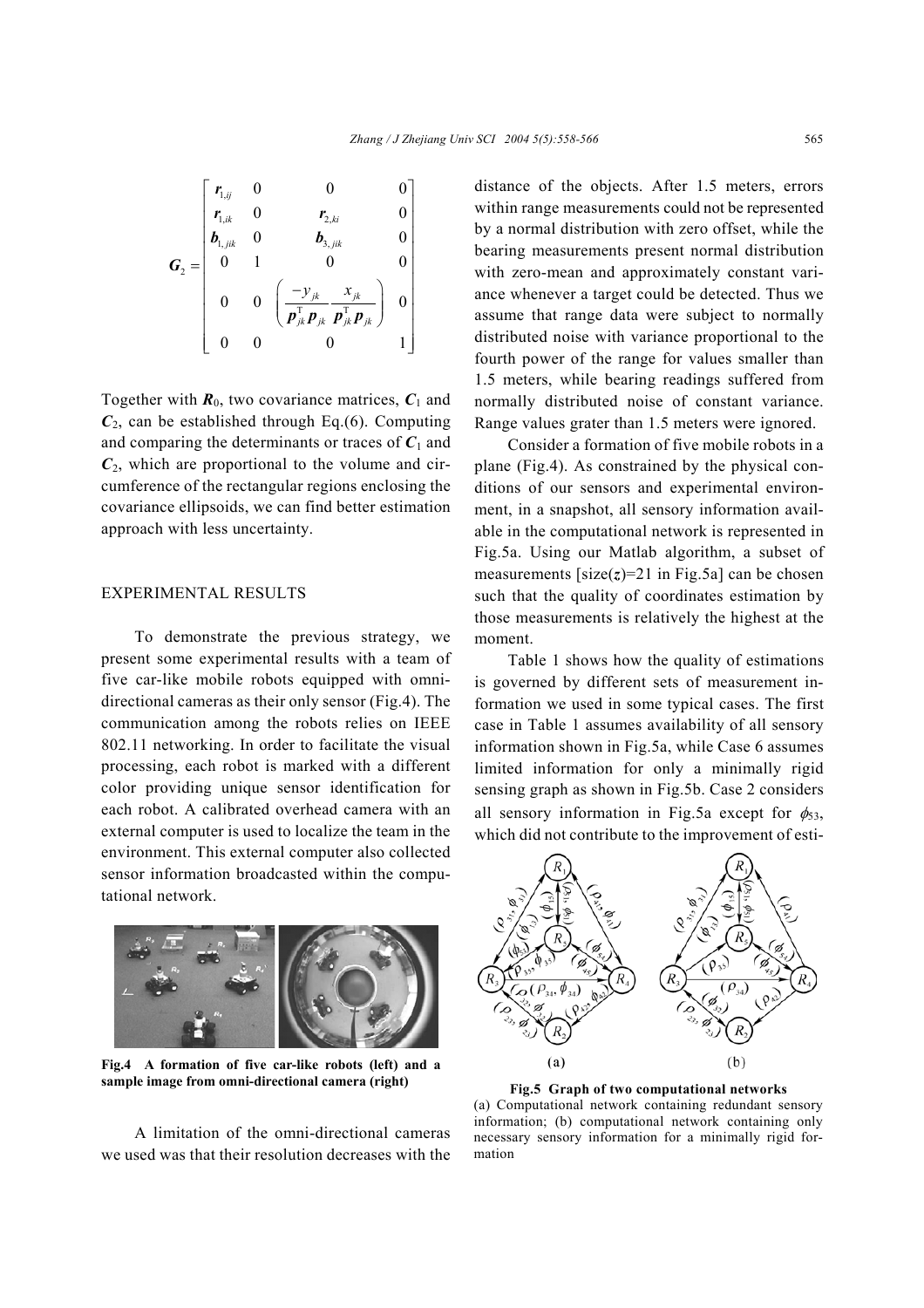$$
\boldsymbol{G}_2 = \begin{bmatrix} \boldsymbol{r}_{1,ij} & 0 & 0 & 0 \\ \boldsymbol{r}_{1,ik} & 0 & \boldsymbol{r}_{2,ki} & 0 \\ \boldsymbol{b}_{1,jik} & 0 & \boldsymbol{b}_{3,jik} & 0 \\ 0 & 1 & 0 & 0 \\ 0 & 0 & \left( \dfrac{-y_{jk}}{\boldsymbol{p}_{jk}^{\mathrm{T}} \boldsymbol{p}_{jk}} \; \dfrac{x_{jk}}{\boldsymbol{p}_{jk}^{\mathrm{T}} \boldsymbol{p}_{jk}} \right) & 0 \\ 0 & 0 & 0 & 1 \end{bmatrix}
$$

Together with $\boldsymbol{R}_0$, two covariance matrices, $\boldsymbol{C}_1$ and $\boldsymbol{C}_2$, can be established through Eq.(6). Computing and comparing the determinants or traces of $\boldsymbol{C}_1$ and $\boldsymbol{C}_2$, which are proportional to the volume and circumference of the rectangular regions enclosing the covariance ellipsoids, we can find better estimation approach with less uncertainty.

## EXPERIMENTAL RESULTS

To demonstrate the previous strategy, we present some experimental results with a team of five car-like mobile robots equipped with omni-directional cameras as their only sensor (Fig.4). The communication among the robots relies on IEEE 802.11 networking. In order to facilitate the visual processing, each robot is marked with a different color providing unique sensor identification for each robot. A calibrated overhead camera with an external computer is used to localize the team in the environment. This external computer also collected sensor information broadcasted within the computational network.

**Fig.4 A formation of five car-like robots (left) and a sample image from omni-directional camera (right)**

A limitation of the omni-directional cameras we used was that their resolution decreases with the distance of the objects. After 1.5 meters, errors within range measurements could not be represented by a normal distribution with zero offset, while the bearing measurements present normal distribution with zero-mean and approximately constant variance whenever a target could be detected. Thus we assume that range data were subject to normally distributed noise with variance proportional to the fourth power of the range for values smaller than 1.5 meters, while bearing readings suffered from normally distributed noise of constant variance. Range values grater than 1.5 meters were ignored.

Consider a formation of five mobile robots in a plane (Fig.4). As constrained by the physical conditions of our sensors and experimental environment, in a snapshot, all sensory information available in the computational network is represented in Fig.5a. Using our Matlab algorithm, a subset of measurements [size($\boldsymbol{z}$)=21 in Fig.5a] can be chosen such that the quality of coordinates estimation by those measurements is relatively the highest at the moment.

Table 1 shows how the quality of estimations is governed by different sets of measurement information we used in some typical cases. The first case in Table 1 assumes availability of all sensory information shown in Fig.5a, while Case 6 assumes limited information for only a minimally rigid sensing graph as shown in Fig.5b. Case 2 considers all sensory information in Fig.5a except for $\phi_{53}$, which did not contribute to the improvement of esti-

**Fig.5 Graph of two computational networks**
(a) Computational network containing redundant sensory information; (b) computational network containing only necessary sensory information for a minimally rigid formation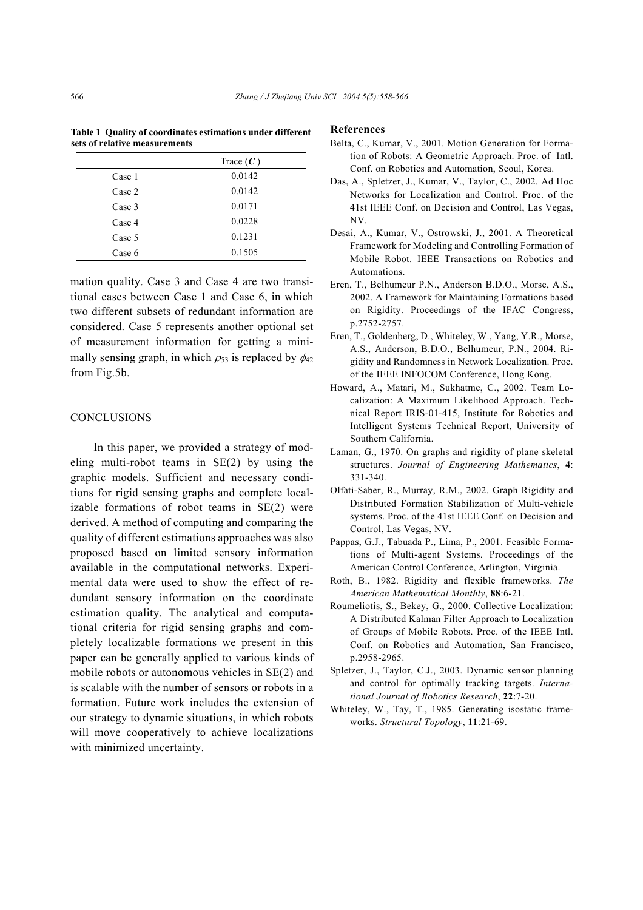**Table 1 Quality of coordinates estimations under different sets of relative measurements**

| | Trace ($\boldsymbol{C}$) |
|---|---|
| Case 1 | 0.0142 |
| Case 2 | 0.0142 |
| Case 3 | 0.0171 |
| Case 4 | 0.0228 |
| Case 5 | 0.1231 |
| Case 6 | 0.1505 |

mation quality. Case 3 and Case 4 are two transitional cases between Case 1 and Case 6, in which two different subsets of redundant information are considered. Case 5 represents another optional set of measurement information for getting a minimally sensing graph, in which $\rho_{53}$ is replaced by $\phi_{42}$ from Fig.5b.

## CONCLUSIONS

In this paper, we provided a strategy of modeling multi-robot teams in SE(2) by using the graphic models. Sufficient and necessary conditions for rigid sensing graphs and complete localizable formations of robot teams in SE(2) were derived. A method of computing and comparing the quality of different estimations approaches was also proposed based on limited sensory information available in the computational networks. Experimental data were used to show the effect of redundant sensory information on the coordinate estimation quality. The analytical and computational criteria for rigid sensing graphs and completely localizable formations we present in this paper can be generally applied to various kinds of mobile robots or autonomous vehicles in SE(2) and is scalable with the number of sensors or robots in a formation. Future work includes the extension of our strategy to dynamic situations, in which robots will move cooperatively to achieve localizations with minimized uncertainty.

## References

Belta, C., Kumar, V., 2001. Motion Generation for Formation of Robots: A Geometric Approach. Proc. of Intl. Conf. on Robotics and Automation, Seoul, Korea.

Das, A., Spletzer, J., Kumar, V., Taylor, C., 2002. Ad Hoc Networks for Localization and Control. Proc. of the 41st IEEE Conf. on Decision and Control, Las Vegas, NV.

Desai, A., Kumar, V., Ostrowski, J., 2001. A Theoretical Framework for Modeling and Controlling Formation of Mobile Robot. IEEE Transactions on Robotics and Automations.

Eren, T., Belhumeur P.N., Anderson B.D.O., Morse, A.S., 2002. A Framework for Maintaining Formations based on Rigidity. Proceedings of the IFAC Congress, p.2752-2757.

Eren, T., Goldenberg, D., Whiteley, W., Yang, Y.R., Morse, A.S., Anderson, B.D.O., Belhumeur, P.N., 2004. Rigidity and Randomness in Network Localization. Proc. of the IEEE INFOCOM Conference, Hong Kong.

Howard, A., Matari, M., Sukhatme, C., 2002. Team Localization: A Maximum Likelihood Approach. Technical Report IRIS-01-415, Institute for Robotics and Intelligent Systems Technical Report, University of Southern California.

Laman, G., 1970. On graphs and rigidity of plane skeletal structures. *Journal of Engineering Mathematics*, **4**: 331-340.

Olfati-Saber, R., Murray, R.M., 2002. Graph Rigidity and Distributed Formation Stabilization of Multi-vehicle systems. Proc. of the 41st IEEE Conf. on Decision and Control, Las Vegas, NV.

Pappas, G.J., Tabuada P., Lima, P., 2001. Feasible Formations of Multi-agent Systems. Proceedings of the American Control Conference, Arlington, Virginia.

Roth, B., 1982. Rigidity and flexible frameworks. *The American Mathematical Monthly*, **88**:6-21.

Roumeliotis, S., Bekey, G., 2000. Collective Localization: A Distributed Kalman Filter Approach to Localization of Groups of Mobile Robots. Proc. of the IEEE Intl. Conf. on Robotics and Automation, San Francisco, p.2958-2965.

Spletzer, J., Taylor, C.J., 2003. Dynamic sensor planning and control for optimally tracking targets. *International Journal of Robotics Research*, **22**:7-20.

Whiteley, W., Tay, T., 1985. Generating isostatic frameworks. *Structural Topology*, **11**:21-69.